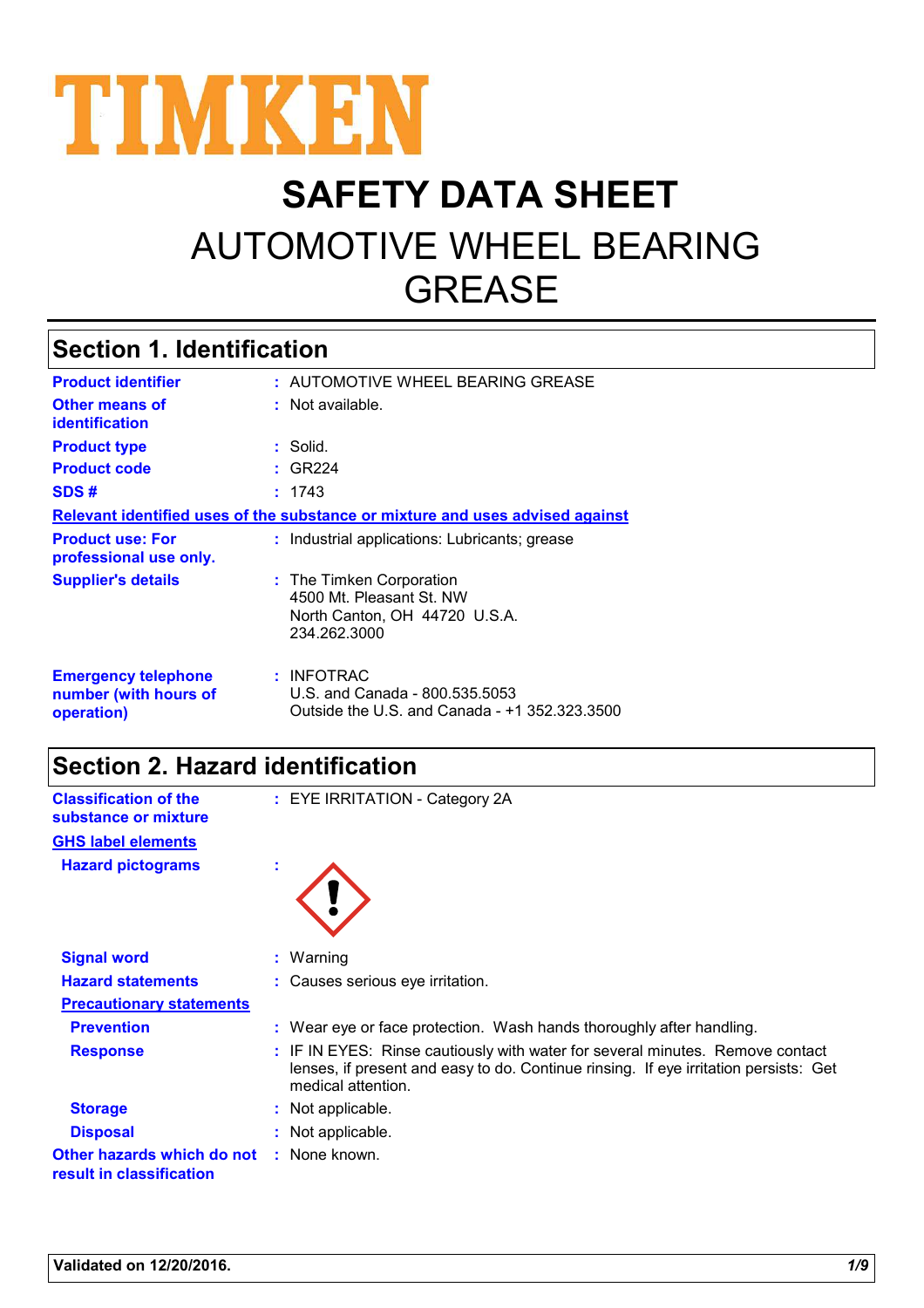# TIMKEN

# SAFETY DATA SHEET

# AUTOMOTIVE WHEEL BEARING GREASE

## Section 1. Identification

| | |
|---|---|
| **Product identifier** | : AUTOMOTIVE WHEEL BEARING GREASE |
| **Other means of identification** | : Not available. |
| **Product type** | : Solid. |
| **Product code** | : GR224 |
| **SDS #** | : 1743 |

**Relevant identified uses of the substance or mixture and uses advised against**

| | |
|---|---|
| **Product use: For professional use only.** | : Industrial applications: Lubricants; grease |
| **Supplier's details** | : The Timken Corporation<br>4500 Mt. Pleasant St. NW<br>North Canton, OH 44720 U.S.A.<br>234.262.3000 |
| **Emergency telephone number (with hours of operation)** | : INFOTRAC<br>U.S. and Canada - 800.535.5053<br>Outside the U.S. and Canada - +1 352.323.3500 |

## Section 2. Hazard identification

| | |
|---|---|
| **Classification of the substance or mixture** | : EYE IRRITATION - Category 2A |

**GHS label elements**

| | |
|---|---|
| **Hazard pictograms** | : |
| **Signal word** | : Warning |
| **Hazard statements** | : Causes serious eye irritation. |

**Precautionary statements**

| | |
|---|---|
| **Prevention** | : Wear eye or face protection. Wash hands thoroughly after handling. |
| **Response** | : IF IN EYES: Rinse cautiously with water for several minutes. Remove contact lenses, if present and easy to do. Continue rinsing. If eye irritation persists: Get medical attention. |
| **Storage** | : Not applicable. |
| **Disposal** | : Not applicable. |
| **Other hazards which do not result in classification** | : None known. |

**Validated on 12/20/2016.**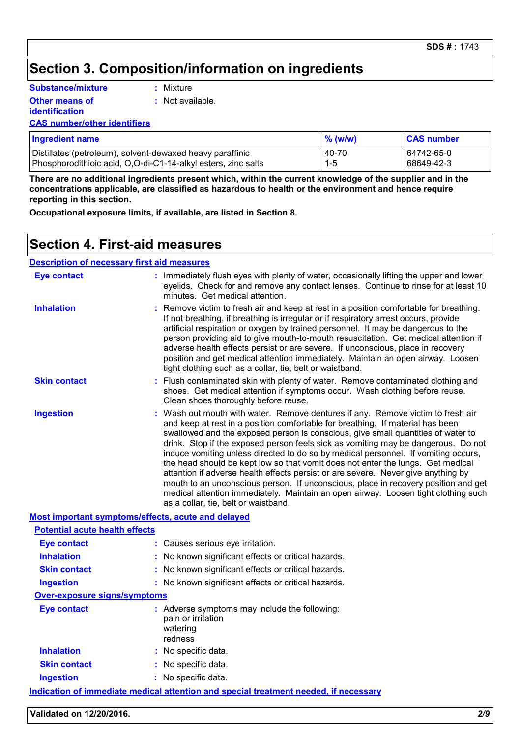## Section 3. Composition/information on ingredients

**Substance/mixture** : Mixture

**Other means of identification** : Not available.

**CAS number/other identifiers**

| Ingredient name | % (w/w) | CAS number |
|---|---|---|
| Distillates (petroleum), solvent-dewaxed heavy paraffinic | 40-70 | 64742-65-0 |
| Phosphorodithioic acid, O,O-di-C1-14-alkyl esters, zinc salts | 1-5 | 68649-42-3 |

**There are no additional ingredients present which, within the current knowledge of the supplier and in the concentrations applicable, are classified as hazardous to health or the environment and hence require reporting in this section.**

**Occupational exposure limits, if available, are listed in Section 8.**

## Section 4. First-aid measures

**Description of necessary first aid measures**

**Eye contact** : Immediately flush eyes with plenty of water, occasionally lifting the upper and lower eyelids. Check for and remove any contact lenses. Continue to rinse for at least 10 minutes. Get medical attention.

**Inhalation** : Remove victim to fresh air and keep at rest in a position comfortable for breathing. If not breathing, if breathing is irregular or if respiratory arrest occurs, provide artificial respiration or oxygen by trained personnel. It may be dangerous to the person providing aid to give mouth-to-mouth resuscitation. Get medical attention if adverse health effects persist or are severe. If unconscious, place in recovery position and get medical attention immediately. Maintain an open airway. Loosen tight clothing such as a collar, tie, belt or waistband.

**Skin contact** : Flush contaminated skin with plenty of water. Remove contaminated clothing and shoes. Get medical attention if symptoms occur. Wash clothing before reuse. Clean shoes thoroughly before reuse.

**Ingestion** : Wash out mouth with water. Remove dentures if any. Remove victim to fresh air and keep at rest in a position comfortable for breathing. If material has been swallowed and the exposed person is conscious, give small quantities of water to drink. Stop if the exposed person feels sick as vomiting may be dangerous. Do not induce vomiting unless directed to do so by medical personnel. If vomiting occurs, the head should be kept low so that vomit does not enter the lungs. Get medical attention if adverse health effects persist or are severe. Never give anything by mouth to an unconscious person. If unconscious, place in recovery position and get medical attention immediately. Maintain an open airway. Loosen tight clothing such as a collar, tie, belt or waistband.

**Most important symptoms/effects, acute and delayed**

**Potential acute health effects**

**Eye contact** : Causes serious eye irritation.

**Inhalation** : No known significant effects or critical hazards.

**Skin contact** : No known significant effects or critical hazards.

**Ingestion** : No known significant effects or critical hazards.

**Over-exposure signs/symptoms**

**Eye contact** : Adverse symptoms may include the following:
pain or irritation
watering
redness

**Inhalation** : No specific data.

**Skin contact** : No specific data.

**Ingestion** : No specific data.

**Indication of immediate medical attention and special treatment needed, if necessary**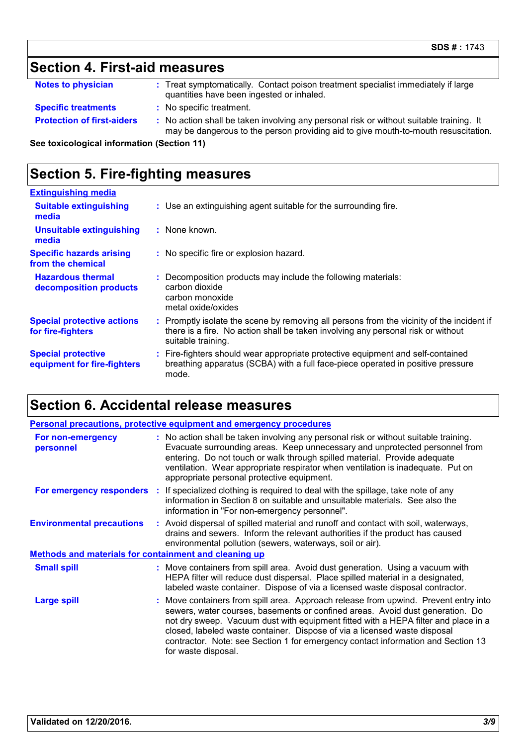## Section 4. First-aid measures

| | |
|---|---|
| **Notes to physician** | : Treat symptomatically. Contact poison treatment specialist immediately if large quantities have been ingested or inhaled. |
| **Specific treatments** | : No specific treatment. |
| **Protection of first-aiders** | : No action shall be taken involving any personal risk or without suitable training. It may be dangerous to the person providing aid to give mouth-to-mouth resuscitation. |

**See toxicological information (Section 11)**

## Section 5. Fire-fighting measures

**Extinguishing media**

| | |
|---|---|
| **Suitable extinguishing media** | : Use an extinguishing agent suitable for the surrounding fire. |
| **Unsuitable extinguishing media** | : None known. |
| **Specific hazards arising from the chemical** | : No specific fire or explosion hazard. |
| **Hazardous thermal decomposition products** | : Decomposition products may include the following materials:<br>carbon dioxide<br>carbon monoxide<br>metal oxide/oxides |
| **Special protective actions for fire-fighters** | : Promptly isolate the scene by removing all persons from the vicinity of the incident if there is a fire. No action shall be taken involving any personal risk or without suitable training. |
| **Special protective equipment for fire-fighters** | : Fire-fighters should wear appropriate protective equipment and self-contained breathing apparatus (SCBA) with a full face-piece operated in positive pressure mode. |

## Section 6. Accidental release measures

**Personal precautions, protective equipment and emergency procedures**

| | |
|---|---|
| **For non-emergency personnel** | : No action shall be taken involving any personal risk or without suitable training. Evacuate surrounding areas. Keep unnecessary and unprotected personnel from entering. Do not touch or walk through spilled material. Provide adequate ventilation. Wear appropriate respirator when ventilation is inadequate. Put on appropriate personal protective equipment. |
| **For emergency responders** | : If specialized clothing is required to deal with the spillage, take note of any information in Section 8 on suitable and unsuitable materials. See also the information in "For non-emergency personnel". |
| **Environmental precautions** | : Avoid dispersal of spilled material and runoff and contact with soil, waterways, drains and sewers. Inform the relevant authorities if the product has caused environmental pollution (sewers, waterways, soil or air). |

**Methods and materials for containment and cleaning up**

| | |
|---|---|
| **Small spill** | : Move containers from spill area. Avoid dust generation. Using a vacuum with HEPA filter will reduce dust dispersal. Place spilled material in a designated, labeled waste container. Dispose of via a licensed waste disposal contractor. |
| **Large spill** | : Move containers from spill area. Approach release from upwind. Prevent entry into sewers, water courses, basements or confined areas. Avoid dust generation. Do not dry sweep. Vacuum dust with equipment fitted with a HEPA filter and place in a closed, labeled waste container. Dispose of via a licensed waste disposal contractor. Note: see Section 1 for emergency contact information and Section 13 for waste disposal. |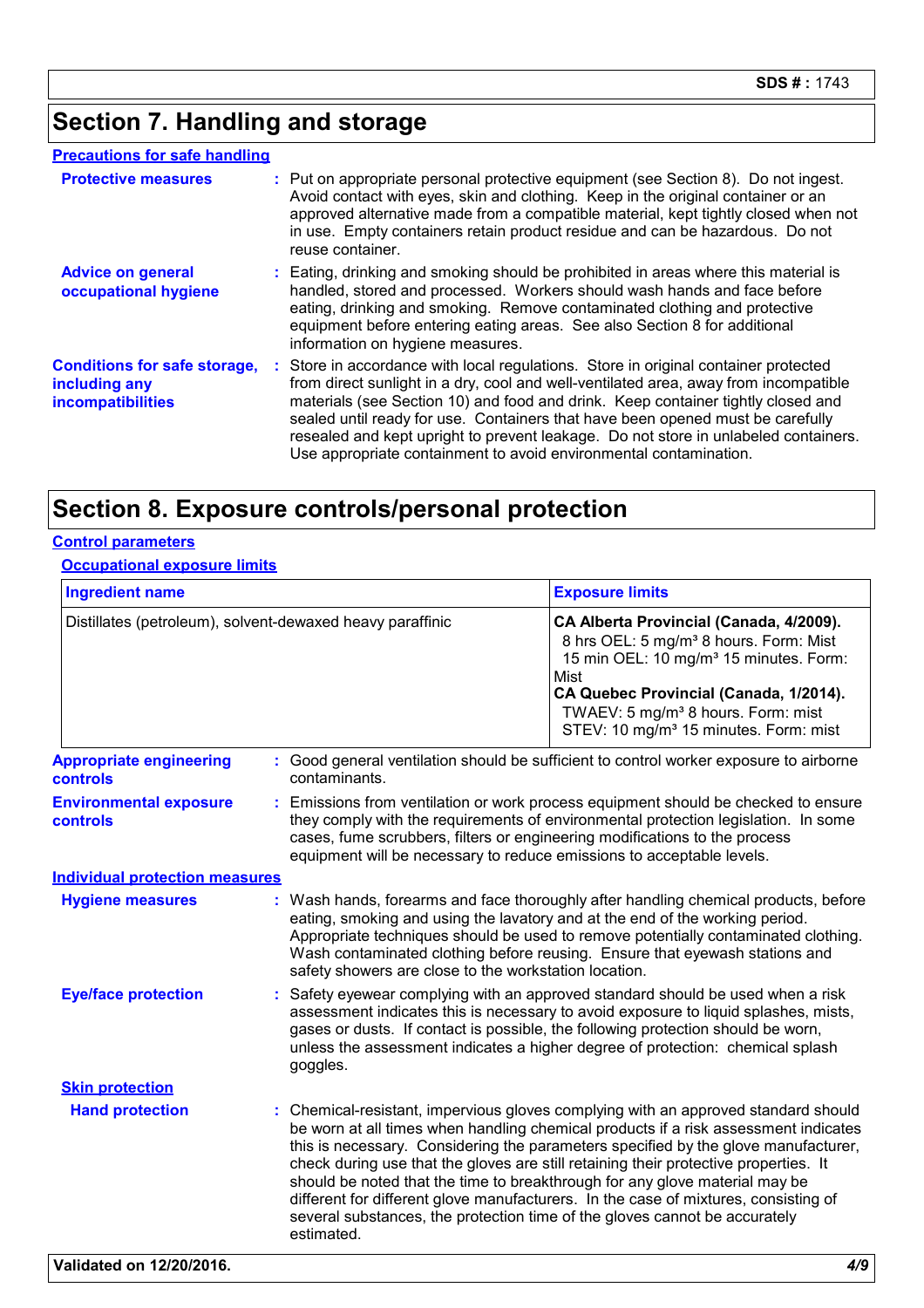## Section 7. Handling and storage

### Precautions for safe handling

**Protective measures** : Put on appropriate personal protective equipment (see Section 8). Do not ingest. Avoid contact with eyes, skin and clothing. Keep in the original container or an approved alternative made from a compatible material, kept tightly closed when not in use. Empty containers retain product residue and can be hazardous. Do not reuse container.

**Advice on general occupational hygiene** : Eating, drinking and smoking should be prohibited in areas where this material is handled, stored and processed. Workers should wash hands and face before eating, drinking and smoking. Remove contaminated clothing and protective equipment before entering eating areas. See also Section 8 for additional information on hygiene measures.

**Conditions for safe storage, including any incompatibilities** : Store in accordance with local regulations. Store in original container protected from direct sunlight in a dry, cool and well-ventilated area, away from incompatible materials (see Section 10) and food and drink. Keep container tightly closed and sealed until ready for use. Containers that have been opened must be carefully resealed and kept upright to prevent leakage. Do not store in unlabeled containers. Use appropriate containment to avoid environmental contamination.

## Section 8. Exposure controls/personal protection

### Control parameters

#### Occupational exposure limits

| Ingredient name | Exposure limits |
| --- | --- |
| Distillates (petroleum), solvent-dewaxed heavy paraffinic | **CA Alberta Provincial (Canada, 4/2009).** 8 hrs OEL: 5 mg/m³ 8 hours. Form: Mist 15 min OEL: 10 mg/m³ 15 minutes. Form: Mist **CA Quebec Provincial (Canada, 1/2014).** TWAEV: 5 mg/m³ 8 hours. Form: mist STEV: 10 mg/m³ 15 minutes. Form: mist |

**Appropriate engineering controls** : Good general ventilation should be sufficient to control worker exposure to airborne contaminants.

**Environmental exposure controls** : Emissions from ventilation or work process equipment should be checked to ensure they comply with the requirements of environmental protection legislation. In some cases, fume scrubbers, filters or engineering modifications to the process equipment will be necessary to reduce emissions to acceptable levels.

### Individual protection measures

**Hygiene measures** : Wash hands, forearms and face thoroughly after handling chemical products, before eating, smoking and using the lavatory and at the end of the working period. Appropriate techniques should be used to remove potentially contaminated clothing. Wash contaminated clothing before reusing. Ensure that eyewash stations and safety showers are close to the workstation location.

**Eye/face protection** : Safety eyewear complying with an approved standard should be used when a risk assessment indicates this is necessary to avoid exposure to liquid splashes, mists, gases or dusts. If contact is possible, the following protection should be worn, unless the assessment indicates a higher degree of protection: chemical splash goggles.

#### Skin protection

**Hand protection** : Chemical-resistant, impervious gloves complying with an approved standard should be worn at all times when handling chemical products if a risk assessment indicates this is necessary. Considering the parameters specified by the glove manufacturer, check during use that the gloves are still retaining their protective properties. It should be noted that the time to breakthrough for any glove material may be different for different glove manufacturers. In the case of mixtures, consisting of several substances, the protection time of the gloves cannot be accurately estimated.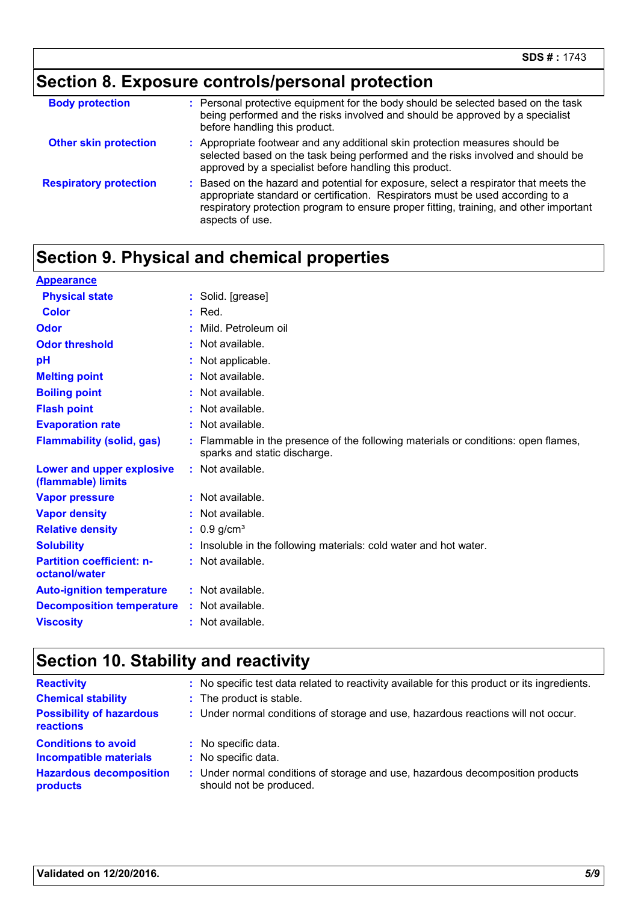## Section 8. Exposure controls/personal protection

| | |
|---|---|
| **Body protection** | : Personal protective equipment for the body should be selected based on the task being performed and the risks involved and should be approved by a specialist before handling this product. |
| **Other skin protection** | : Appropriate footwear and any additional skin protection measures should be selected based on the task being performed and the risks involved and should be approved by a specialist before handling this product. |
| **Respiratory protection** | : Based on the hazard and potential for exposure, select a respirator that meets the appropriate standard or certification. Respirators must be used according to a respiratory protection program to ensure proper fitting, training, and other important aspects of use. |

## Section 9. Physical and chemical properties

**Appearance**

| | |
|---|---|
| **Physical state** | : Solid. [grease] |
| **Color** | : Red. |
| **Odor** | : Mild. Petroleum oil |
| **Odor threshold** | : Not available. |
| **pH** | : Not applicable. |
| **Melting point** | : Not available. |
| **Boiling point** | : Not available. |
| **Flash point** | : Not available. |
| **Evaporation rate** | : Not available. |
| **Flammability (solid, gas)** | : Flammable in the presence of the following materials or conditions: open flames, sparks and static discharge. |
| **Lower and upper explosive (flammable) limits** | : Not available. |
| **Vapor pressure** | : Not available. |
| **Vapor density** | : Not available. |
| **Relative density** | : 0.9 g/cm³ |
| **Solubility** | : Insoluble in the following materials: cold water and hot water. |
| **Partition coefficient: n-octanol/water** | : Not available. |
| **Auto-ignition temperature** | : Not available. |
| **Decomposition temperature** | : Not available. |
| **Viscosity** | : Not available. |

## Section 10. Stability and reactivity

| | |
|---|---|
| **Reactivity** | : No specific test data related to reactivity available for this product or its ingredients. |
| **Chemical stability** | : The product is stable. |
| **Possibility of hazardous reactions** | : Under normal conditions of storage and use, hazardous reactions will not occur. |
| **Conditions to avoid** | : No specific data. |
| **Incompatible materials** | : No specific data. |
| **Hazardous decomposition products** | : Under normal conditions of storage and use, hazardous decomposition products should not be produced. |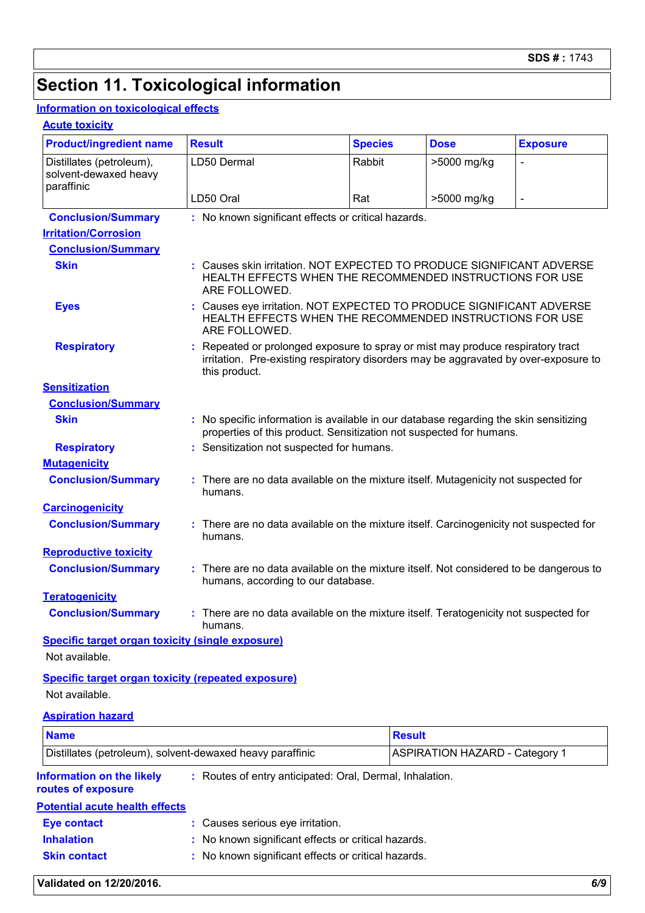# Section 11. Toxicological information

## Information on toxicological effects

### Acute toxicity

| Product/ingredient name | Result | Species | Dose | Exposure |
|---|---|---|---|---|
| Distillates (petroleum), solvent-dewaxed heavy paraffinic | LD50 Dermal | Rabbit | >5000 mg/kg | - |
| | LD50 Oral | Rat | >5000 mg/kg | - |

**Conclusion/Summary** : No known significant effects or critical hazards.

### Irritation/Corrosion

**Conclusion/Summary**

**Skin** : Causes skin irritation. NOT EXPECTED TO PRODUCE SIGNIFICANT ADVERSE HEALTH EFFECTS WHEN THE RECOMMENDED INSTRUCTIONS FOR USE ARE FOLLOWED.

**Eyes** : Causes eye irritation. NOT EXPECTED TO PRODUCE SIGNIFICANT ADVERSE HEALTH EFFECTS WHEN THE RECOMMENDED INSTRUCTIONS FOR USE ARE FOLLOWED.

**Respiratory** : Repeated or prolonged exposure to spray or mist may produce respiratory tract irritation. Pre-existing respiratory disorders may be aggravated by over-exposure to this product.

### Sensitization

**Conclusion/Summary**

**Skin** : No specific information is available in our database regarding the skin sensitizing properties of this product. Sensitization not suspected for humans.

**Respiratory** : Sensitization not suspected for humans.

### Mutagenicity

**Conclusion/Summary** : There are no data available on the mixture itself. Mutagenicity not suspected for humans.

### Carcinogenicity

**Conclusion/Summary** : There are no data available on the mixture itself. Carcinogenicity not suspected for humans.

### Reproductive toxicity

**Conclusion/Summary** : There are no data available on the mixture itself. Not considered to be dangerous to humans, according to our database.

### Teratogenicity

**Conclusion/Summary** : There are no data available on the mixture itself. Teratogenicity not suspected for humans.

### Specific target organ toxicity (single exposure)

Not available.

### Specific target organ toxicity (repeated exposure)

Not available.

### Aspiration hazard

| Name | Result |
|---|---|
| Distillates (petroleum), solvent-dewaxed heavy paraffinic | ASPIRATION HAZARD - Category 1 |

**Information on the likely routes of exposure** : Routes of entry anticipated: Oral, Dermal, Inhalation.

## Potential acute health effects

**Eye contact** : Causes serious eye irritation.

**Inhalation** : No known significant effects or critical hazards.

**Skin contact** : No known significant effects or critical hazards.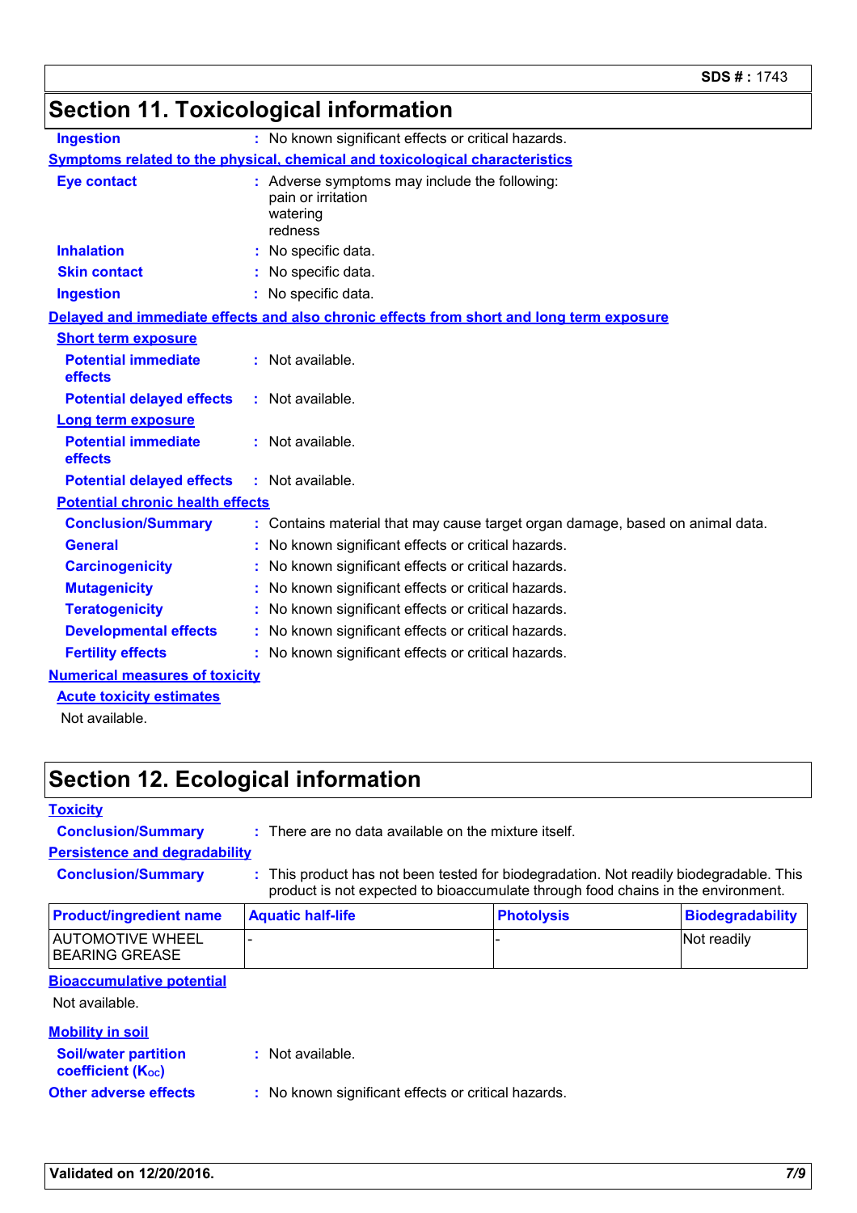## Section 11. Toxicological information

**Ingestion** : No known significant effects or critical hazards.

**Symptoms related to the physical, chemical and toxicological characteristics**

**Eye contact** : Adverse symptoms may include the following:
pain or irritation
watering
redness

**Inhalation** : No specific data.

**Skin contact** : No specific data.

**Ingestion** : No specific data.

**Delayed and immediate effects and also chronic effects from short and long term exposure**

**Short term exposure**

**Potential immediate effects** : Not available.

**Potential delayed effects** : Not available.

**Long term exposure**

**Potential immediate effects** : Not available.

**Potential delayed effects** : Not available.

**Potential chronic health effects**

**Conclusion/Summary** : Contains material that may cause target organ damage, based on animal data.

**General** : No known significant effects or critical hazards.

**Carcinogenicity** : No known significant effects or critical hazards.

**Mutagenicity** : No known significant effects or critical hazards.

**Teratogenicity** : No known significant effects or critical hazards.

**Developmental effects** : No known significant effects or critical hazards.

**Fertility effects** : No known significant effects or critical hazards.

**Numerical measures of toxicity**

**Acute toxicity estimates**

Not available.

## Section 12. Ecological information

**Toxicity**

**Conclusion/Summary** : There are no data available on the mixture itself.

**Persistence and degradability**

**Conclusion/Summary** : This product has not been tested for biodegradation. Not readily biodegradable. This product is not expected to bioaccumulate through food chains in the environment.

| Product/ingredient name | Aquatic half-life | Photolysis | Biodegradability |
|---|---|---|---|
| AUTOMOTIVE WHEEL BEARING GREASE | - | - | Not readily |

**Bioaccumulative potential**

Not available.

**Mobility in soil**

**Soil/water partition coefficient ($K_{OC}$)** : Not available.

**Other adverse effects** : No known significant effects or critical hazards.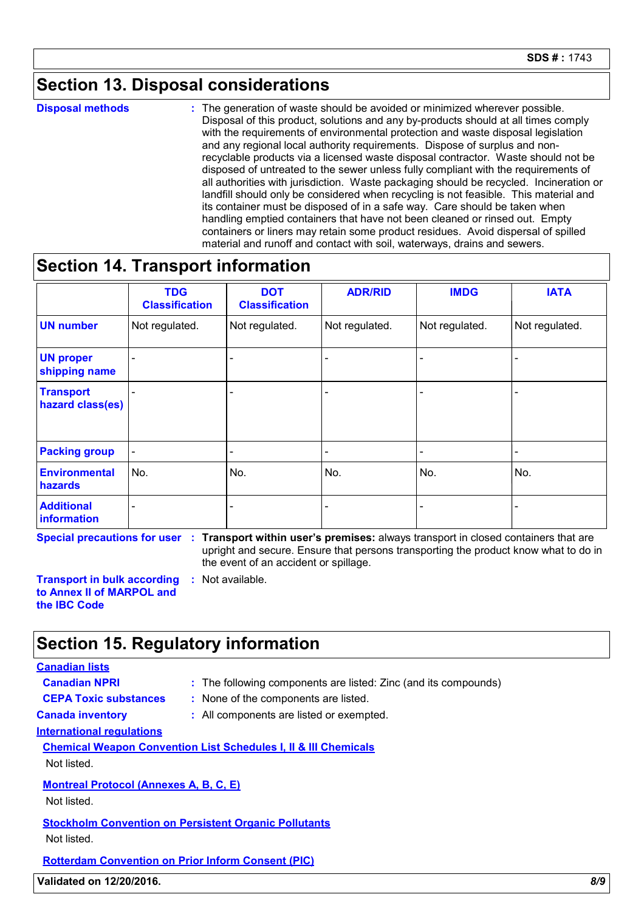## Section 13. Disposal considerations

**Disposal methods** : The generation of waste should be avoided or minimized wherever possible. Disposal of this product, solutions and any by-products should at all times comply with the requirements of environmental protection and waste disposal legislation and any regional local authority requirements. Dispose of surplus and non-recyclable products via a licensed waste disposal contractor. Waste should not be disposed of untreated to the sewer unless fully compliant with the requirements of all authorities with jurisdiction. Waste packaging should be recycled. Incineration or landfill should only be considered when recycling is not feasible. This material and its container must be disposed of in a safe way. Care should be taken when handling emptied containers that have not been cleaned or rinsed out. Empty containers or liners may retain some product residues. Avoid dispersal of spilled material and runoff and contact with soil, waterways, drains and sewers.

## Section 14. Transport information

| | TDG Classification | DOT Classification | ADR/RID | IMDG | IATA |
|---|---|---|---|---|---|
| **UN number** | Not regulated. | Not regulated. | Not regulated. | Not regulated. | Not regulated. |
| **UN proper shipping name** | - | - | - | - | - |
| **Transport hazard class(es)** | - | - | - | - | - |
| **Packing group** | - | - | - | - | - |
| **Environmental hazards** | No. | No. | No. | No. | No. |
| **Additional information** | - | - | - | - | - |

**Special precautions for user** : **Transport within user's premises:** always transport in closed containers that are upright and secure. Ensure that persons transporting the product know what to do in the event of an accident or spillage.

**Transport in bulk according to Annex II of MARPOL and the IBC Code** : Not available.

## Section 15. Regulatory information

**Canadian lists**

**Canadian NPRI** : The following components are listed: Zinc (and its compounds)

**CEPA Toxic substances** : None of the components are listed.

**Canada inventory** : All components are listed or exempted.

**International regulations**

**Chemical Weapon Convention List Schedules I, II & III Chemicals**

Not listed.

**Montreal Protocol (Annexes A, B, C, E)**

Not listed.

**Stockholm Convention on Persistent Organic Pollutants**

Not listed.

**Rotterdam Convention on Prior Inform Consent (PIC)**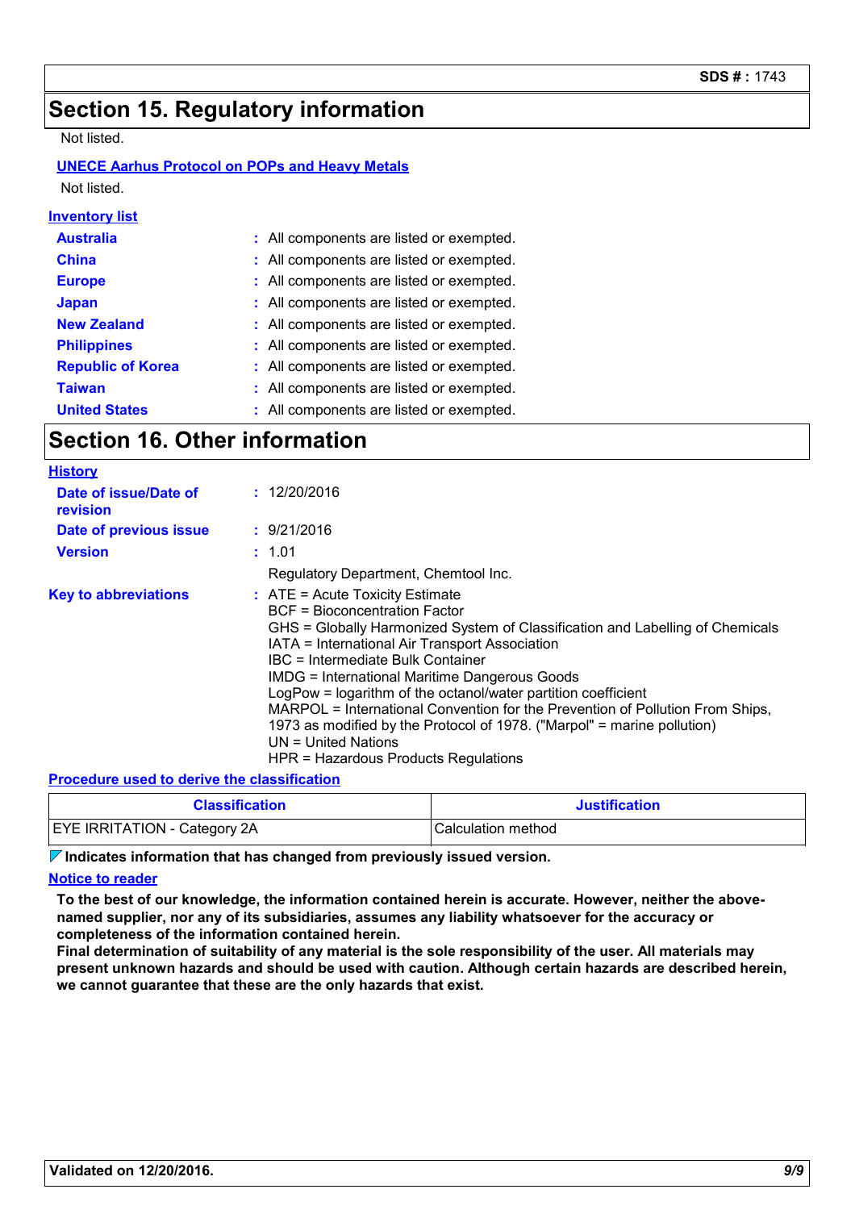## Section 15. Regulatory information

Not listed.

**UNECE Aarhus Protocol on POPs and Heavy Metals**

Not listed.

**Inventory list**

| | |
|---|---|
| **Australia** | : All components are listed or exempted. |
| **China** | : All components are listed or exempted. |
| **Europe** | : All components are listed or exempted. |
| **Japan** | : All components are listed or exempted. |
| **New Zealand** | : All components are listed or exempted. |
| **Philippines** | : All components are listed or exempted. |
| **Republic of Korea** | : All components are listed or exempted. |
| **Taiwan** | : All components are listed or exempted. |
| **United States** | : All components are listed or exempted. |

## Section 16. Other information

**History**

| | |
|---|---|
| **Date of issue/Date of revision** | : 12/20/2016 |
| **Date of previous issue** | : 9/21/2016 |
| **Version** | : 1.01 |
| | Regulatory Department, Chemtool Inc. |

**Key to abbreviations** :
ATE = Acute Toxicity Estimate
BCF = Bioconcentration Factor
GHS = Globally Harmonized System of Classification and Labelling of Chemicals
IATA = International Air Transport Association
IBC = Intermediate Bulk Container
IMDG = International Maritime Dangerous Goods
LogPow = logarithm of the octanol/water partition coefficient
MARPOL = International Convention for the Prevention of Pollution From Ships, 1973 as modified by the Protocol of 1978. ("Marpol" = marine pollution)
UN = United Nations
HPR = Hazardous Products Regulations

**Procedure used to derive the classification**

| Classification | Justification |
|---|---|
| EYE IRRITATION - Category 2A | Calculation method |

**Indicates information that has changed from previously issued version.**

**Notice to reader**

**To the best of our knowledge, the information contained herein is accurate. However, neither the above-named supplier, nor any of its subsidiaries, assumes any liability whatsoever for the accuracy or completeness of the information contained herein.**
**Final determination of suitability of any material is the sole responsibility of the user. All materials may present unknown hazards and should be used with caution. Although certain hazards are described herein, we cannot guarantee that these are the only hazards that exist.**

**Validated on 12/20/2016.**